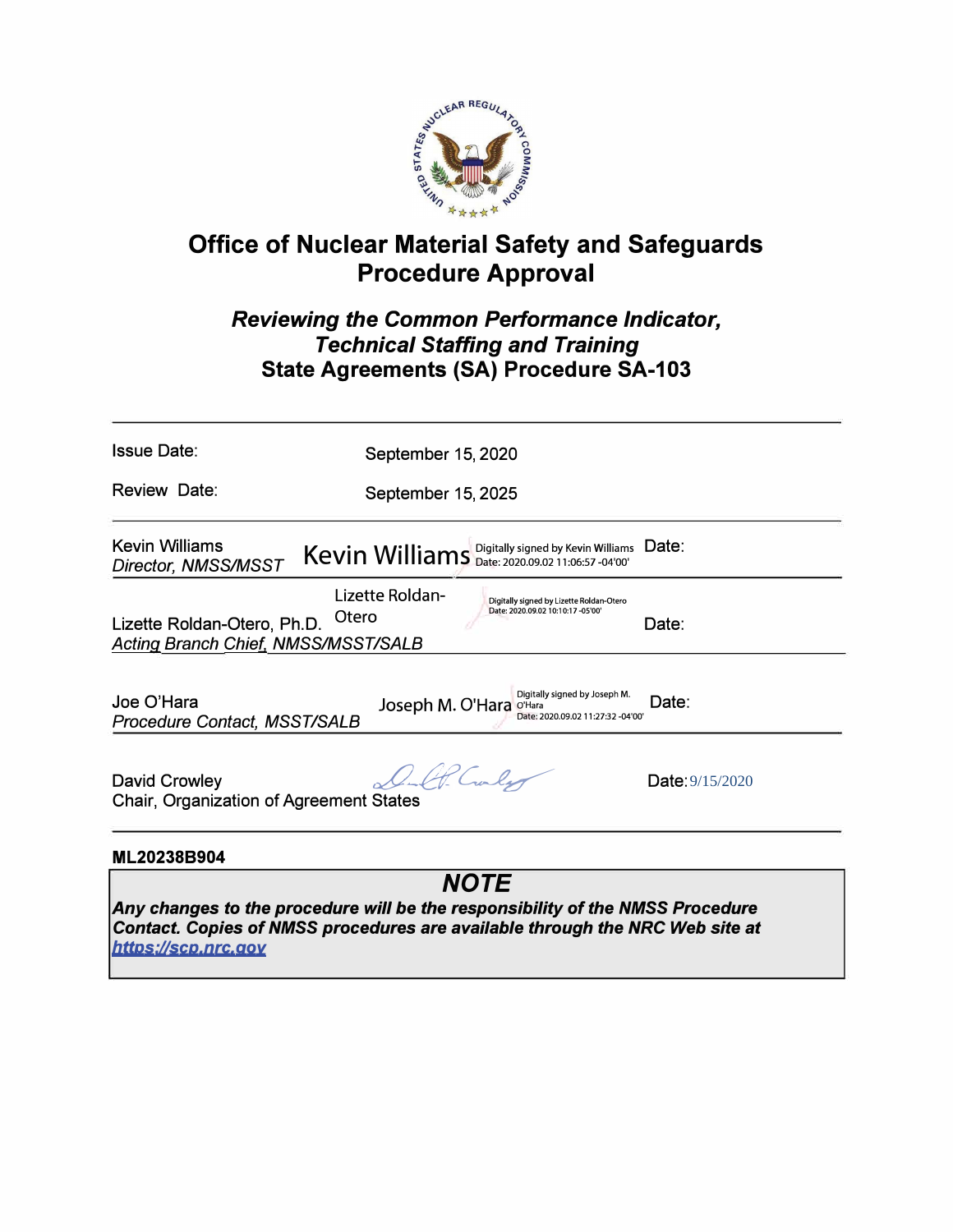# Office of Nuclear Material Safety and Safeguards Procedure Approval

## *Reviewing the Common Performance Indicator, Technical Staffing and Training*
## State Agreements (SA) Procedure SA-103

---

| | |
|---|---|
| Issue Date: | September 15, 2020 |
| Review Date: | September 15, 2025 |

---

Kevin Williams
*Director, NMSS/MSST*
Kevin Williams — Digitally signed by Kevin Williams Date: 2020.09.02 11:06:57 -04'00'
Date:

---

Lizette Roldan-Otero, Ph.D.
*Acting Branch Chief, NMSS/MSST/SALB*
Lizette Roldan-Otero — Digitally signed by Lizette Roldan-Otero Date: 2020.09.02 10:10:17 -05'00'
Date:

---

Joe O'Hara
*Procedure Contact, MSST/SALB*
Joseph M. O'Hara — Digitally signed by Joseph M. O'Hara Date: 2020.09.02 11:27:32 -04'00'
Date:

---

David Crowley
Chair, Organization of Agreement States
Date: 9/15/2020

---

**ML20238B904**

> ## *NOTE*
> ***Any changes to the procedure will be the responsibility of the NMSS Procedure Contact. Copies of NMSS procedures are available through the NRC Web site at https://scp.nrc.gov***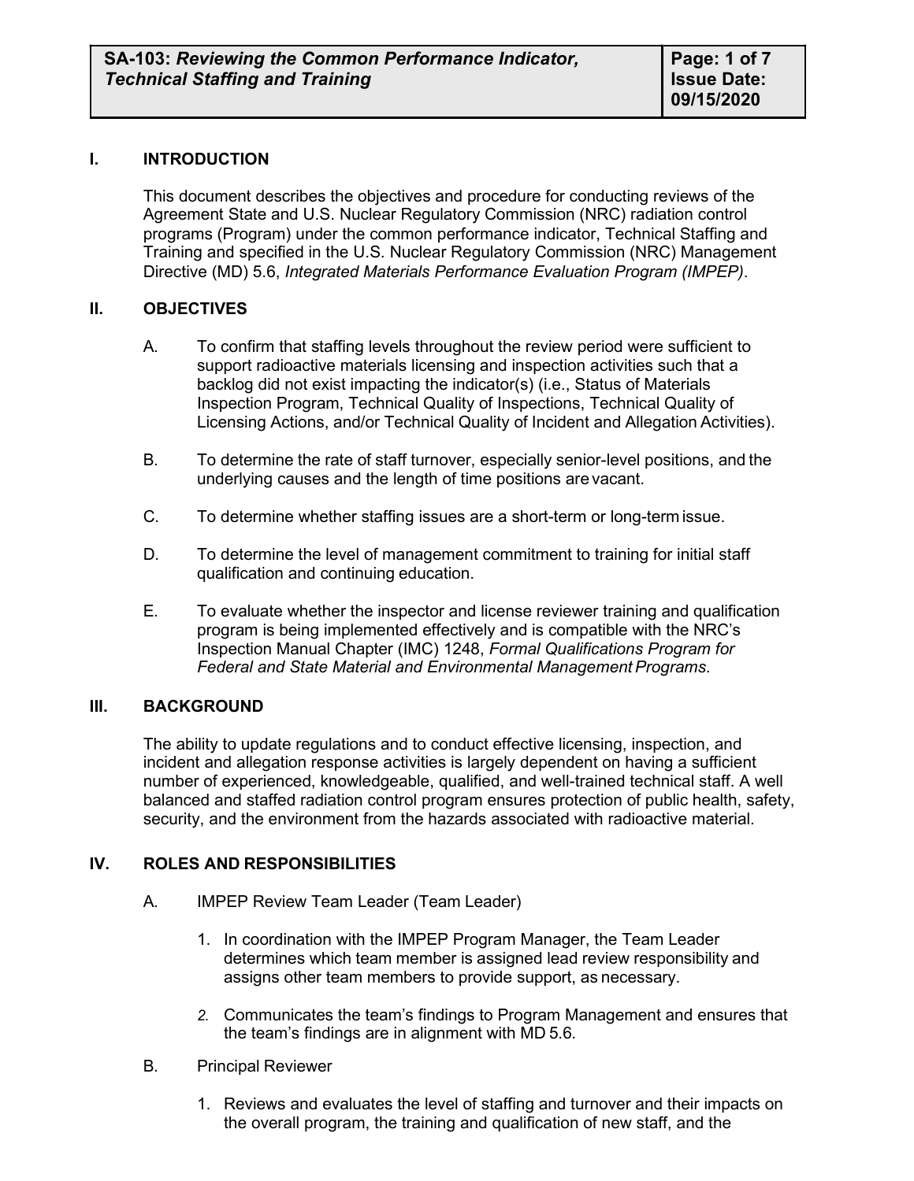| SA-103: *Reviewing the Common Performance Indicator, Technical Staffing and Training* | Page: 1 of 7 Issue Date: 09/15/2020 |
|---|---|

## I. INTRODUCTION

This document describes the objectives and procedure for conducting reviews of the Agreement State and U.S. Nuclear Regulatory Commission (NRC) radiation control programs (Program) under the common performance indicator, Technical Staffing and Training and specified in the U.S. Nuclear Regulatory Commission (NRC) Management Directive (MD) 5.6, *Integrated Materials Performance Evaluation Program (IMPEP)*.

## II. OBJECTIVES

A. To confirm that staffing levels throughout the review period were sufficient to support radioactive materials licensing and inspection activities such that a backlog did not exist impacting the indicator(s) (i.e., Status of Materials Inspection Program, Technical Quality of Inspections, Technical Quality of Licensing Actions, and/or Technical Quality of Incident and Allegation Activities).

B. To determine the rate of staff turnover, especially senior-level positions, and the underlying causes and the length of time positions are vacant.

C. To determine whether staffing issues are a short-term or long-term issue.

D. To determine the level of management commitment to training for initial staff qualification and continuing education.

E. To evaluate whether the inspector and license reviewer training and qualification program is being implemented effectively and is compatible with the NRC's Inspection Manual Chapter (IMC) 1248, *Formal Qualifications Program for Federal and State Material and Environmental Management Programs*.

## III. BACKGROUND

The ability to update regulations and to conduct effective licensing, inspection, and incident and allegation response activities is largely dependent on having a sufficient number of experienced, knowledgeable, qualified, and well-trained technical staff. A well balanced and staffed radiation control program ensures protection of public health, safety, security, and the environment from the hazards associated with radioactive material.

## IV. ROLES AND RESPONSIBILITIES

A. IMPEP Review Team Leader (Team Leader)

1. In coordination with the IMPEP Program Manager, the Team Leader determines which team member is assigned lead review responsibility and assigns other team members to provide support, as necessary.

2. Communicates the team's findings to Program Management and ensures that the team's findings are in alignment with MD 5.6.

B. Principal Reviewer

1. Reviews and evaluates the level of staffing and turnover and their impacts on the overall program, the training and qualification of new staff, and the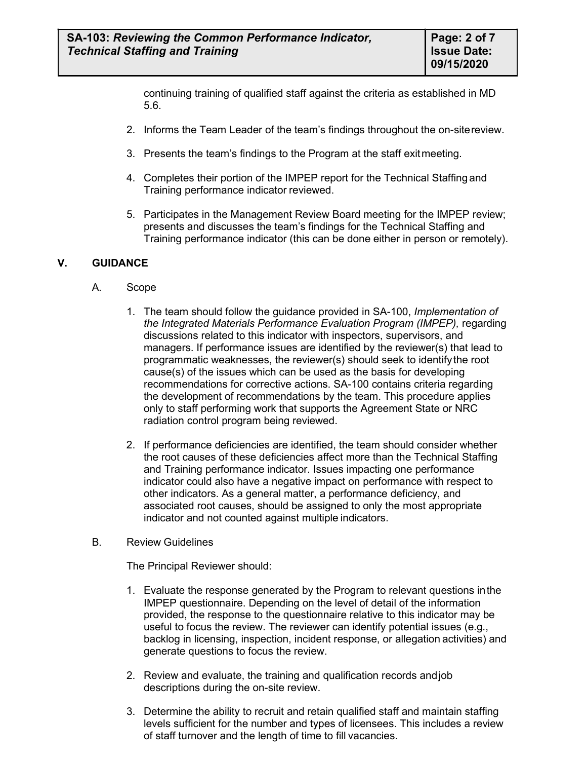continuing training of qualified staff against the criteria as established in MD 5.6.

2. Informs the Team Leader of the team's findings throughout the on-site review.

3. Presents the team's findings to the Program at the staff exit meeting.

4. Completes their portion of the IMPEP report for the Technical Staffing and Training performance indicator reviewed.

5. Participates in the Management Review Board meeting for the IMPEP review; presents and discusses the team's findings for the Technical Staffing and Training performance indicator (this can be done either in person or remotely).

## V. GUIDANCE

### A. Scope

1. The team should follow the guidance provided in SA-100, *Implementation of the Integrated Materials Performance Evaluation Program (IMPEP),* regarding discussions related to this indicator with inspectors, supervisors, and managers. If performance issues are identified by the reviewer(s) that lead to programmatic weaknesses, the reviewer(s) should seek to identify the root cause(s) of the issues which can be used as the basis for developing recommendations for corrective actions. SA-100 contains criteria regarding the development of recommendations by the team. This procedure applies only to staff performing work that supports the Agreement State or NRC radiation control program being reviewed.

2. If performance deficiencies are identified, the team should consider whether the root causes of these deficiencies affect more than the Technical Staffing and Training performance indicator. Issues impacting one performance indicator could also have a negative impact on performance with respect to other indicators. As a general matter, a performance deficiency, and associated root causes, should be assigned to only the most appropriate indicator and not counted against multiple indicators.

### B. Review Guidelines

The Principal Reviewer should:

1. Evaluate the response generated by the Program to relevant questions in the IMPEP questionnaire. Depending on the level of detail of the information provided, the response to the questionnaire relative to this indicator may be useful to focus the review. The reviewer can identify potential issues (e.g., backlog in licensing, inspection, incident response, or allegation activities) and generate questions to focus the review.

2. Review and evaluate, the training and qualification records and job descriptions during the on-site review.

3. Determine the ability to recruit and retain qualified staff and maintain staffing levels sufficient for the number and types of licensees. This includes a review of staff turnover and the length of time to fill vacancies.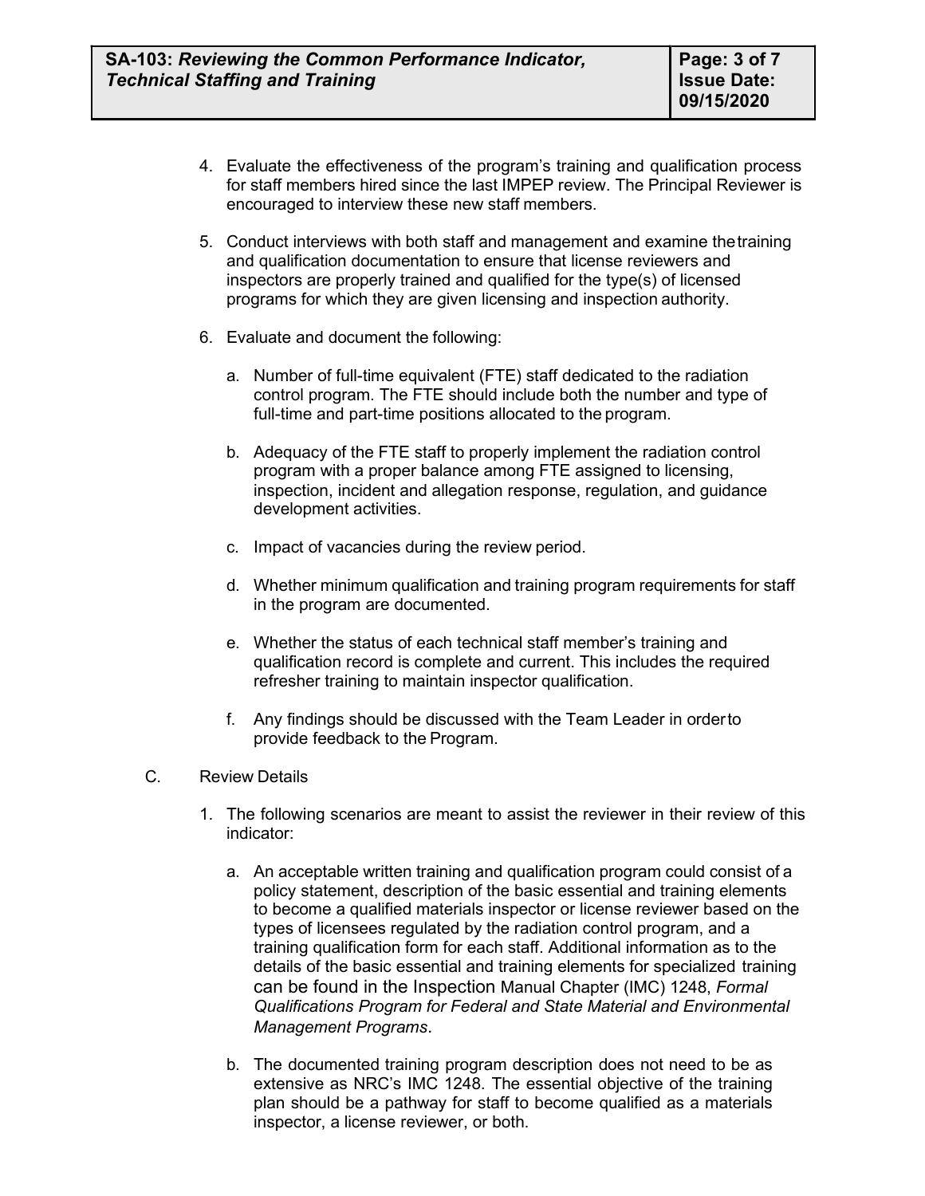4. Evaluate the effectiveness of the program's training and qualification process for staff members hired since the last IMPEP review. The Principal Reviewer is encouraged to interview these new staff members.

5. Conduct interviews with both staff and management and examine the training and qualification documentation to ensure that license reviewers and inspectors are properly trained and qualified for the type(s) of licensed programs for which they are given licensing and inspection authority.

6. Evaluate and document the following:

   a. Number of full-time equivalent (FTE) staff dedicated to the radiation control program. The FTE should include both the number and type of full-time and part-time positions allocated to the program.

   b. Adequacy of the FTE staff to properly implement the radiation control program with a proper balance among FTE assigned to licensing, inspection, incident and allegation response, regulation, and guidance development activities.

   c. Impact of vacancies during the review period.

   d. Whether minimum qualification and training program requirements for staff in the program are documented.

   e. Whether the status of each technical staff member's training and qualification record is complete and current. This includes the required refresher training to maintain inspector qualification.

   f. Any findings should be discussed with the Team Leader in order to provide feedback to the Program.

C. Review Details

1. The following scenarios are meant to assist the reviewer in their review of this indicator:

   a. An acceptable written training and qualification program could consist of a policy statement, description of the basic essential and training elements to become a qualified materials inspector or license reviewer based on the types of licensees regulated by the radiation control program, and a training qualification form for each staff. Additional information as to the details of the basic essential and training elements for specialized training can be found in the Inspection Manual Chapter (IMC) 1248, *Formal Qualifications Program for Federal and State Material and Environmental Management Programs*.

   b. The documented training program description does not need to be as extensive as NRC's IMC 1248. The essential objective of the training plan should be a pathway for staff to become qualified as a materials inspector, a license reviewer, or both.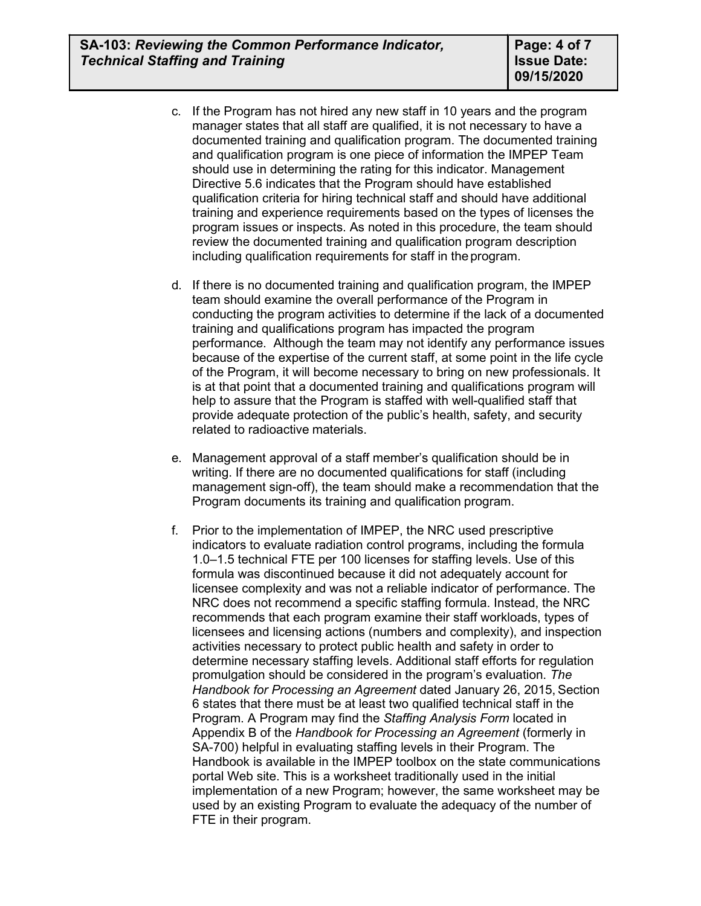c. If the Program has not hired any new staff in 10 years and the program manager states that all staff are qualified, it is not necessary to have a documented training and qualification program. The documented training and qualification program is one piece of information the IMPEP Team should use in determining the rating for this indicator. Management Directive 5.6 indicates that the Program should have established qualification criteria for hiring technical staff and should have additional training and experience requirements based on the types of licenses the program issues or inspects. As noted in this procedure, the team should review the documented training and qualification program description including qualification requirements for staff in the program.

d. If there is no documented training and qualification program, the IMPEP team should examine the overall performance of the Program in conducting the program activities to determine if the lack of a documented training and qualifications program has impacted the program performance. Although the team may not identify any performance issues because of the expertise of the current staff, at some point in the life cycle of the Program, it will become necessary to bring on new professionals. It is at that point that a documented training and qualifications program will help to assure that the Program is staffed with well-qualified staff that provide adequate protection of the public's health, safety, and security related to radioactive materials.

e. Management approval of a staff member's qualification should be in writing. If there are no documented qualifications for staff (including management sign-off), the team should make a recommendation that the Program documents its training and qualification program.

f. Prior to the implementation of IMPEP, the NRC used prescriptive indicators to evaluate radiation control programs, including the formula 1.0–1.5 technical FTE per 100 licenses for staffing levels. Use of this formula was discontinued because it did not adequately account for licensee complexity and was not a reliable indicator of performance. The NRC does not recommend a specific staffing formula. Instead, the NRC recommends that each program examine their staff workloads, types of licensees and licensing actions (numbers and complexity), and inspection activities necessary to protect public health and safety in order to determine necessary staffing levels. Additional staff efforts for regulation promulgation should be considered in the program's evaluation. *The Handbook for Processing an Agreement* dated January 26, 2015, Section 6 states that there must be at least two qualified technical staff in the Program. A Program may find the *Staffing Analysis Form* located in Appendix B of the *Handbook for Processing an Agreement* (formerly in SA-700) helpful in evaluating staffing levels in their Program. The Handbook is available in the IMPEP toolbox on the state communications portal Web site. This is a worksheet traditionally used in the initial implementation of a new Program; however, the same worksheet may be used by an existing Program to evaluate the adequacy of the number of FTE in their program.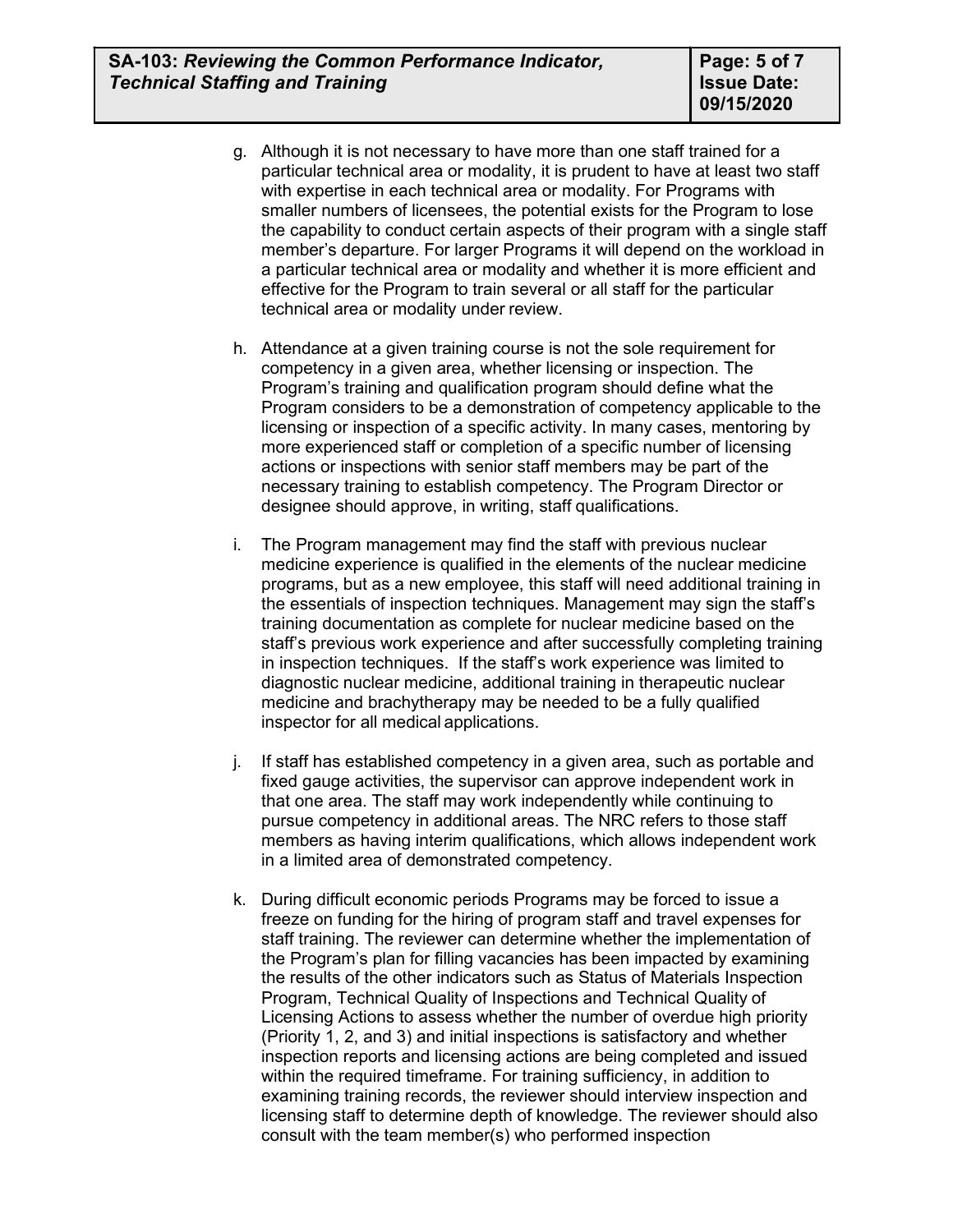g. Although it is not necessary to have more than one staff trained for a particular technical area or modality, it is prudent to have at least two staff with expertise in each technical area or modality. For Programs with smaller numbers of licensees, the potential exists for the Program to lose the capability to conduct certain aspects of their program with a single staff member's departure. For larger Programs it will depend on the workload in a particular technical area or modality and whether it is more efficient and effective for the Program to train several or all staff for the particular technical area or modality under review.

h. Attendance at a given training course is not the sole requirement for competency in a given area, whether licensing or inspection. The Program's training and qualification program should define what the Program considers to be a demonstration of competency applicable to the licensing or inspection of a specific activity. In many cases, mentoring by more experienced staff or completion of a specific number of licensing actions or inspections with senior staff members may be part of the necessary training to establish competency. The Program Director or designee should approve, in writing, staff qualifications.

i. The Program management may find the staff with previous nuclear medicine experience is qualified in the elements of the nuclear medicine programs, but as a new employee, this staff will need additional training in the essentials of inspection techniques. Management may sign the staff's training documentation as complete for nuclear medicine based on the staff's previous work experience and after successfully completing training in inspection techniques. If the staff's work experience was limited to diagnostic nuclear medicine, additional training in therapeutic nuclear medicine and brachytherapy may be needed to be a fully qualified inspector for all medical applications.

j. If staff has established competency in a given area, such as portable and fixed gauge activities, the supervisor can approve independent work in that one area. The staff may work independently while continuing to pursue competency in additional areas. The NRC refers to those staff members as having interim qualifications, which allows independent work in a limited area of demonstrated competency.

k. During difficult economic periods Programs may be forced to issue a freeze on funding for the hiring of program staff and travel expenses for staff training. The reviewer can determine whether the implementation of the Program's plan for filling vacancies has been impacted by examining the results of the other indicators such as Status of Materials Inspection Program, Technical Quality of Inspections and Technical Quality of Licensing Actions to assess whether the number of overdue high priority (Priority 1, 2, and 3) and initial inspections is satisfactory and whether inspection reports and licensing actions are being completed and issued within the required timeframe. For training sufficiency, in addition to examining training records, the reviewer should interview inspection and licensing staff to determine depth of knowledge. The reviewer should also consult with the team member(s) who performed inspection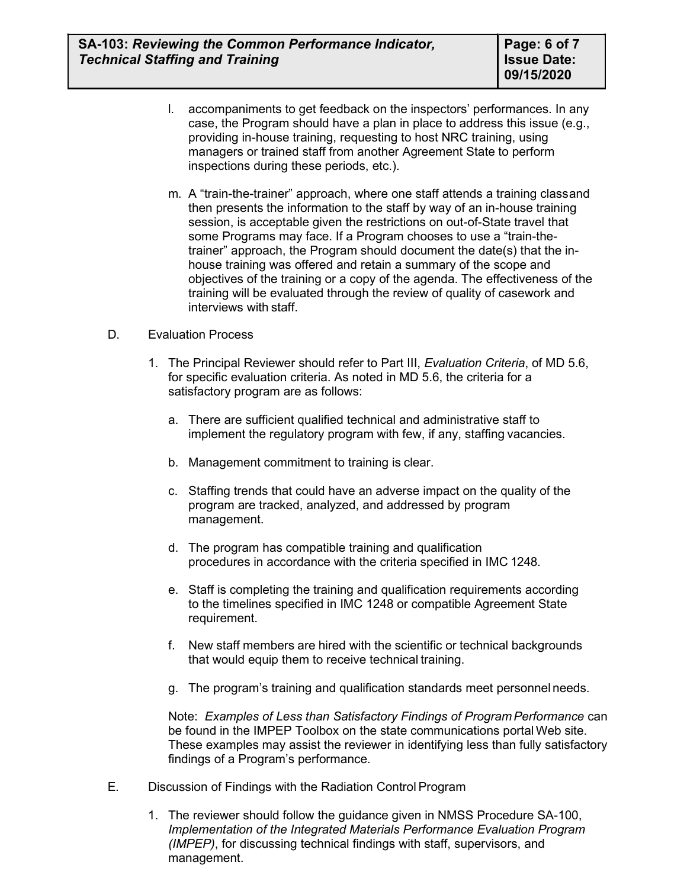l. accompaniments to get feedback on the inspectors' performances. In any case, the Program should have a plan in place to address this issue (e.g., providing in-house training, requesting to host NRC training, using managers or trained staff from another Agreement State to perform inspections during these periods, etc.).

m. A "train-the-trainer" approach, where one staff attends a training class and then presents the information to the staff by way of an in-house training session, is acceptable given the restrictions on out-of-State travel that some Programs may face. If a Program chooses to use a "train-the-trainer" approach, the Program should document the date(s) that the in-house training was offered and retain a summary of the scope and objectives of the training or a copy of the agenda. The effectiveness of the training will be evaluated through the review of quality of casework and interviews with staff.

D. Evaluation Process

1. The Principal Reviewer should refer to Part III, *Evaluation Criteria*, of MD 5.6, for specific evaluation criteria. As noted in MD 5.6, the criteria for a satisfactory program are as follows:

   a. There are sufficient qualified technical and administrative staff to implement the regulatory program with few, if any, staffing vacancies.

   b. Management commitment to training is clear.

   c. Staffing trends that could have an adverse impact on the quality of the program are tracked, analyzed, and addressed by program management.

   d. The program has compatible training and qualification procedures in accordance with the criteria specified in IMC 1248.

   e. Staff is completing the training and qualification requirements according to the timelines specified in IMC 1248 or compatible Agreement State requirement.

   f. New staff members are hired with the scientific or technical backgrounds that would equip them to receive technical training.

   g. The program's training and qualification standards meet personnel needs.

   Note: *Examples of Less than Satisfactory Findings of Program Performance* can be found in the IMPEP Toolbox on the state communications portal Web site. These examples may assist the reviewer in identifying less than fully satisfactory findings of a Program's performance.

E. Discussion of Findings with the Radiation Control Program

1. The reviewer should follow the guidance given in NMSS Procedure SA-100, *Implementation of the Integrated Materials Performance Evaluation Program (IMPEP)*, for discussing technical findings with staff, supervisors, and management.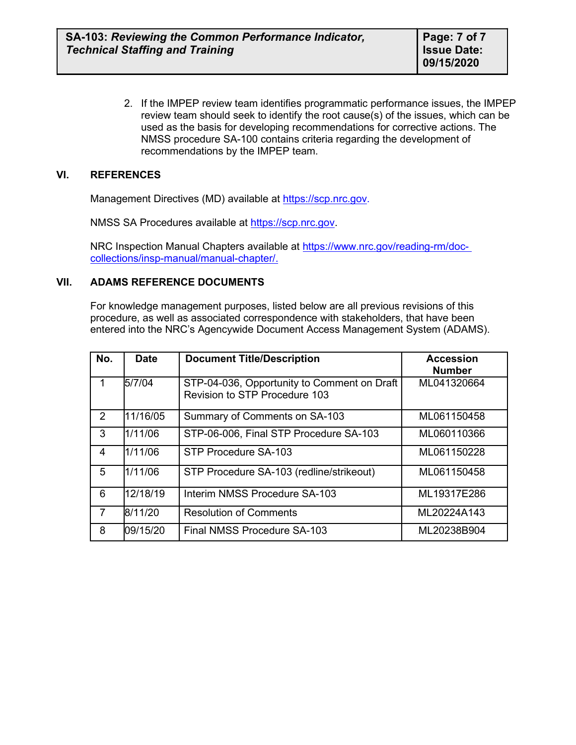2. If the IMPEP review team identifies programmatic performance issues, the IMPEP review team should seek to identify the root cause(s) of the issues, which can be used as the basis for developing recommendations for corrective actions. The NMSS procedure SA-100 contains criteria regarding the development of recommendations by the IMPEP team.

## VI. REFERENCES

Management Directives (MD) available at https://scp.nrc.gov.

NMSS SA Procedures available at https://scp.nrc.gov.

NRC Inspection Manual Chapters available at https://www.nrc.gov/reading-rm/doc-collections/insp-manual/manual-chapter/.

## VII. ADAMS REFERENCE DOCUMENTS

For knowledge management purposes, listed below are all previous revisions of this procedure, as well as associated correspondence with stakeholders, that have been entered into the NRC's Agencywide Document Access Management System (ADAMS).

| No. | Date | Document Title/Description | Accession Number |
|---|---|---|---|
| 1 | 5/7/04 | STP-04-036, Opportunity to Comment on Draft Revision to STP Procedure 103 | ML041320664 |
| 2 | 11/16/05 | Summary of Comments on SA-103 | ML061150458 |
| 3 | 1/11/06 | STP-06-006, Final STP Procedure SA-103 | ML060110366 |
| 4 | 1/11/06 | STP Procedure SA-103 | ML061150228 |
| 5 | 1/11/06 | STP Procedure SA-103 (redline/strikeout) | ML061150458 |
| 6 | 12/18/19 | Interim NMSS Procedure SA-103 | ML19317E286 |
| 7 | 8/11/20 | Resolution of Comments | ML20224A143 |
| 8 | 09/15/20 | Final NMSS Procedure SA-103 | ML20238B904 |